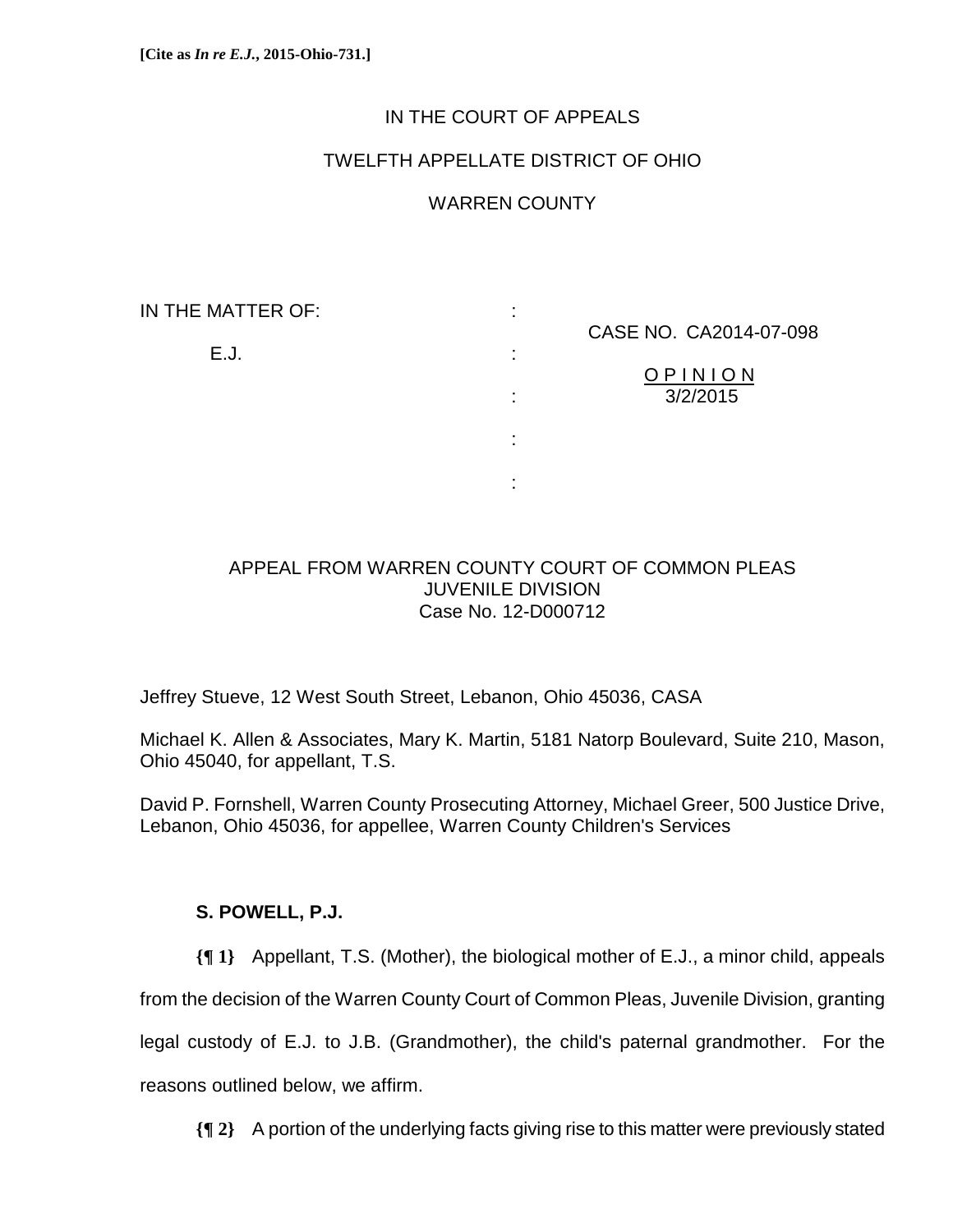**[Cite as *In re E.J.*, 2015-Ohio-731.]**

IN THE COURT OF APPEALS

TWELFTH APPELLATE DISTRICT OF OHIO

WARREN COUNTY

IN THE MATTER OF: :

E.J. :

CASE NO. CA2014-07-098

OPINION
3/2/2015

APPEAL FROM WARREN COUNTY COURT OF COMMON PLEAS
JUVENILE DIVISION
Case No. 12-D000712

Jeffrey Stueve, 12 West South Street, Lebanon, Ohio 45036, CASA

Michael K. Allen & Associates, Mary K. Martin, 5181 Natorp Boulevard, Suite 210, Mason, Ohio 45040, for appellant, T.S.

David P. Fornshell, Warren County Prosecuting Attorney, Michael Greer, 500 Justice Drive, Lebanon, Ohio 45036, for appellee, Warren County Children's Services

**S. POWELL, P.J.**

**{¶ 1}** Appellant, T.S. (Mother), the biological mother of E.J., a minor child, appeals from the decision of the Warren County Court of Common Pleas, Juvenile Division, granting legal custody of E.J. to J.B. (Grandmother), the child's paternal grandmother. For the reasons outlined below, we affirm.

**{¶ 2}** A portion of the underlying facts giving rise to this matter were previously stated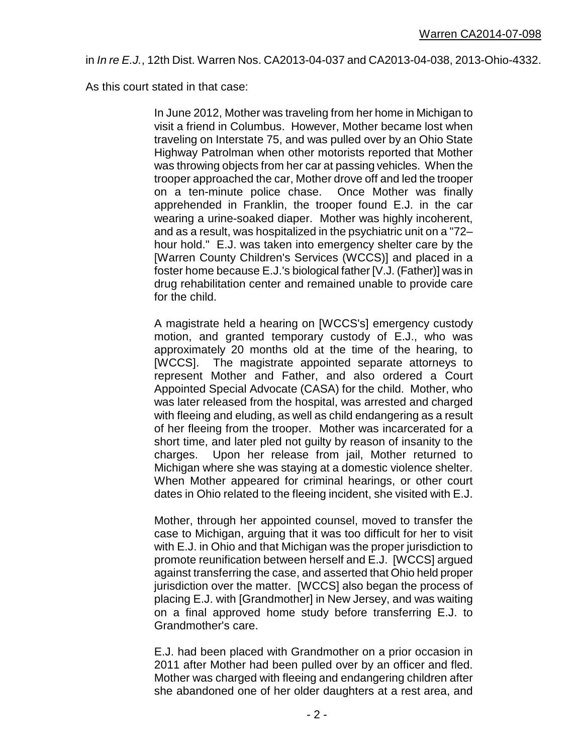in *In re E.J.*, 12th Dist. Warren Nos. CA2013-04-037 and CA2013-04-038, 2013-Ohio-4332.

As this court stated in that case:

> In June 2012, Mother was traveling from her home in Michigan to visit a friend in Columbus. However, Mother became lost when traveling on Interstate 75, and was pulled over by an Ohio State Highway Patrolman when other motorists reported that Mother was throwing objects from her car at passing vehicles. When the trooper approached the car, Mother drove off and led the trooper on a ten-minute police chase. Once Mother was finally apprehended in Franklin, the trooper found E.J. in the car wearing a urine-soaked diaper. Mother was highly incoherent, and as a result, was hospitalized in the psychiatric unit on a "72–hour hold." E.J. was taken into emergency shelter care by the [Warren County Children's Services (WCCS)] and placed in a foster home because E.J.'s biological father [V.J. (Father)] was in drug rehabilitation center and remained unable to provide care for the child.
>
> A magistrate held a hearing on [WCCS's] emergency custody motion, and granted temporary custody of E.J., who was approximately 20 months old at the time of the hearing, to [WCCS]. The magistrate appointed separate attorneys to represent Mother and Father, and also ordered a Court Appointed Special Advocate (CASA) for the child. Mother, who was later released from the hospital, was arrested and charged with fleeing and eluding, as well as child endangering as a result of her fleeing from the trooper. Mother was incarcerated for a short time, and later pled not guilty by reason of insanity to the charges. Upon her release from jail, Mother returned to Michigan where she was staying at a domestic violence shelter. When Mother appeared for criminal hearings, or other court dates in Ohio related to the fleeing incident, she visited with E.J.
>
> Mother, through her appointed counsel, moved to transfer the case to Michigan, arguing that it was too difficult for her to visit with E.J. in Ohio and that Michigan was the proper jurisdiction to promote reunification between herself and E.J. [WCCS] argued against transferring the case, and asserted that Ohio held proper jurisdiction over the matter. [WCCS] also began the process of placing E.J. with [Grandmother] in New Jersey, and was waiting on a final approved home study before transferring E.J. to Grandmother's care.
>
> E.J. had been placed with Grandmother on a prior occasion in 2011 after Mother had been pulled over by an officer and fled. Mother was charged with fleeing and endangering children after she abandoned one of her older daughters at a rest area, and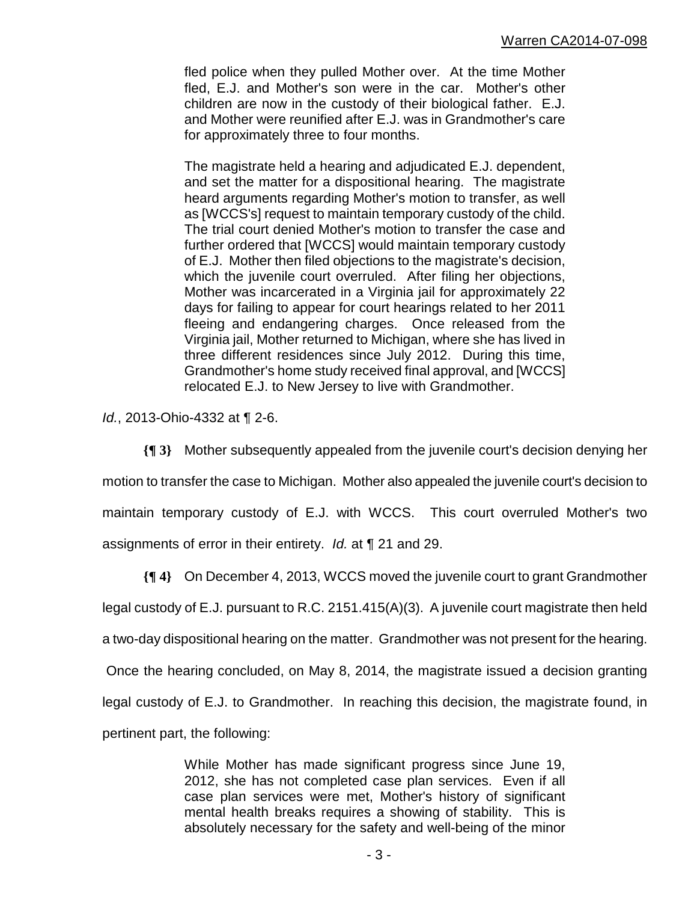> fled police when they pulled Mother over. At the time Mother fled, E.J. and Mother's son were in the car. Mother's other children are now in the custody of their biological father. E.J. and Mother were reunified after E.J. was in Grandmother's care for approximately three to four months.
>
> The magistrate held a hearing and adjudicated E.J. dependent, and set the matter for a dispositional hearing. The magistrate heard arguments regarding Mother's motion to transfer, as well as [WCCS's] request to maintain temporary custody of the child. The trial court denied Mother's motion to transfer the case and further ordered that [WCCS] would maintain temporary custody of E.J. Mother then filed objections to the magistrate's decision, which the juvenile court overruled. After filing her objections, Mother was incarcerated in a Virginia jail for approximately 22 days for failing to appear for court hearings related to her 2011 fleeing and endangering charges. Once released from the Virginia jail, Mother returned to Michigan, where she has lived in three different residences since July 2012. During this time, Grandmother's home study received final approval, and [WCCS] relocated E.J. to New Jersey to live with Grandmother.

*Id.*, 2013-Ohio-4332 at ¶ 2-6.

**{¶ 3}** Mother subsequently appealed from the juvenile court's decision denying her motion to transfer the case to Michigan. Mother also appealed the juvenile court's decision to maintain temporary custody of E.J. with WCCS. This court overruled Mother's two assignments of error in their entirety. *Id.* at ¶ 21 and 29.

**{¶ 4}** On December 4, 2013, WCCS moved the juvenile court to grant Grandmother legal custody of E.J. pursuant to R.C. 2151.415(A)(3). A juvenile court magistrate then held a two-day dispositional hearing on the matter. Grandmother was not present for the hearing. Once the hearing concluded, on May 8, 2014, the magistrate issued a decision granting legal custody of E.J. to Grandmother. In reaching this decision, the magistrate found, in pertinent part, the following:

> While Mother has made significant progress since June 19, 2012, she has not completed case plan services. Even if all case plan services were met, Mother's history of significant mental health breaks requires a showing of stability. This is absolutely necessary for the safety and well-being of the minor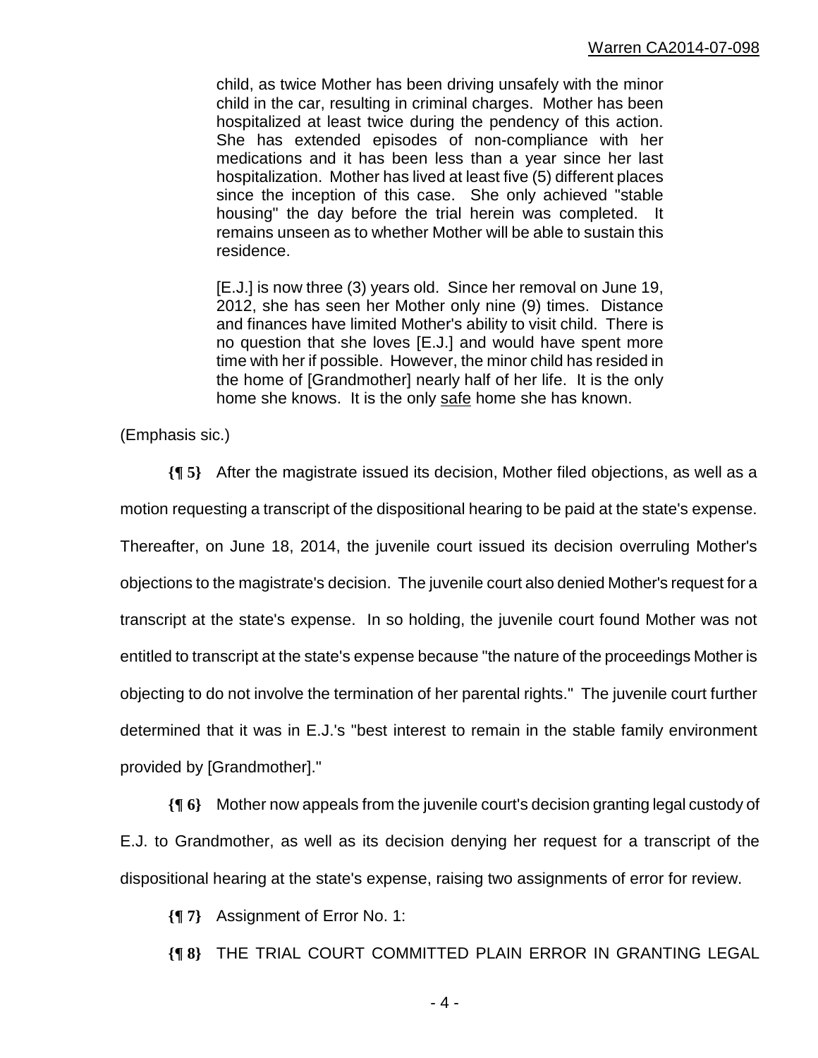> child, as twice Mother has been driving unsafely with the minor child in the car, resulting in criminal charges. Mother has been hospitalized at least twice during the pendency of this action. She has extended episodes of non-compliance with her medications and it has been less than a year since her last hospitalization. Mother has lived at least five (5) different places since the inception of this case. She only achieved "stable housing" the day before the trial herein was completed. It remains unseen as to whether Mother will be able to sustain this residence.
>
> [E.J.] is now three (3) years old. Since her removal on June 19, 2012, she has seen her Mother only nine (9) times. Distance and finances have limited Mother's ability to visit child. There is no question that she loves [E.J.] and would have spent more time with her if possible. However, the minor child has resided in the home of [Grandmother] nearly half of her life. It is the only home she knows. It is the only <u>safe</u> home she has known.

(Emphasis sic.)

**{¶ 5}** After the magistrate issued its decision, Mother filed objections, as well as a motion requesting a transcript of the dispositional hearing to be paid at the state's expense. Thereafter, on June 18, 2014, the juvenile court issued its decision overruling Mother's objections to the magistrate's decision. The juvenile court also denied Mother's request for a transcript at the state's expense. In so holding, the juvenile court found Mother was not entitled to transcript at the state's expense because "the nature of the proceedings Mother is objecting to do not involve the termination of her parental rights." The juvenile court further determined that it was in E.J.'s "best interest to remain in the stable family environment provided by [Grandmother]."

**{¶ 6}** Mother now appeals from the juvenile court's decision granting legal custody of E.J. to Grandmother, as well as its decision denying her request for a transcript of the dispositional hearing at the state's expense, raising two assignments of error for review.

**{¶ 7}** Assignment of Error No. 1:

**{¶ 8}** THE TRIAL COURT COMMITTED PLAIN ERROR IN GRANTING LEGAL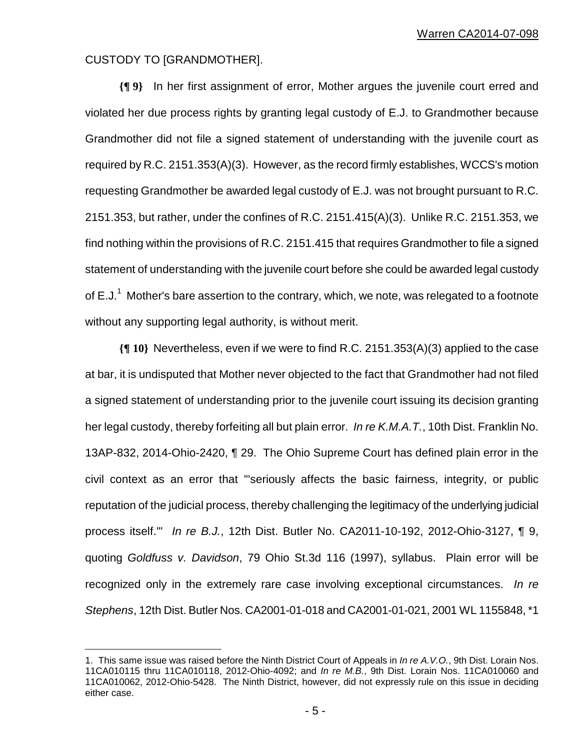CUSTODY TO [GRANDMOTHER].

**{¶ 9}** In her first assignment of error, Mother argues the juvenile court erred and violated her due process rights by granting legal custody of E.J. to Grandmother because Grandmother did not file a signed statement of understanding with the juvenile court as required by R.C. 2151.353(A)(3). However, as the record firmly establishes, WCCS's motion requesting Grandmother be awarded legal custody of E.J. was not brought pursuant to R.C. 2151.353, but rather, under the confines of R.C. 2151.415(A)(3). Unlike R.C. 2151.353, we find nothing within the provisions of R.C. 2151.415 that requires Grandmother to file a signed statement of understanding with the juvenile court before she could be awarded legal custody of E.J.[1] Mother's bare assertion to the contrary, which, we note, was relegated to a footnote without any supporting legal authority, is without merit.

**{¶ 10}** Nevertheless, even if we were to find R.C. 2151.353(A)(3) applied to the case at bar, it is undisputed that Mother never objected to the fact that Grandmother had not filed a signed statement of understanding prior to the juvenile court issuing its decision granting her legal custody, thereby forfeiting all but plain error. *In re K.M.A.T.*, 10th Dist. Franklin No. 13AP-832, 2014-Ohio-2420, ¶ 29. The Ohio Supreme Court has defined plain error in the civil context as an error that "'seriously affects the basic fairness, integrity, or public reputation of the judicial process, thereby challenging the legitimacy of the underlying judicial process itself.'" *In re B.J.*, 12th Dist. Butler No. CA2011-10-192, 2012-Ohio-3127, ¶ 9, quoting *Goldfuss v. Davidson*, 79 Ohio St.3d 116 (1997), syllabus. Plain error will be recognized only in the extremely rare case involving exceptional circumstances. *In re Stephens*, 12th Dist. Butler Nos. CA2001-01-018 and CA2001-01-021, 2001 WL 1155848, *1

---

1. This same issue was raised before the Ninth District Court of Appeals in *In re A.V.O.*, 9th Dist. Lorain Nos. 11CA010115 thru 11CA010118, 2012-Ohio-4092; and *In re M.B.*, 9th Dist. Lorain Nos. 11CA010060 and 11CA010062, 2012-Ohio-5428. The Ninth District, however, did not expressly rule on this issue in deciding either case.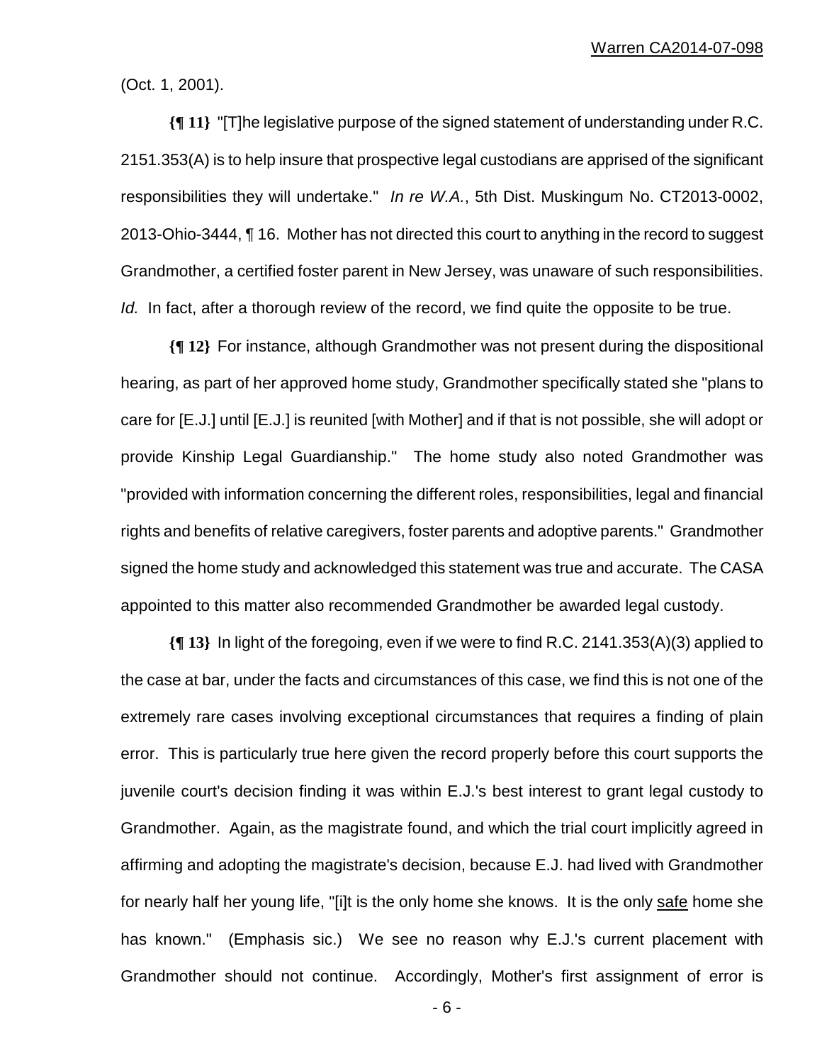(Oct. 1, 2001).

**{¶ 11}** "[T]he legislative purpose of the signed statement of understanding under R.C. 2151.353(A) is to help insure that prospective legal custodians are apprised of the significant responsibilities they will undertake." *In re W.A.*, 5th Dist. Muskingum No. CT2013-0002, 2013-Ohio-3444, ¶ 16. Mother has not directed this court to anything in the record to suggest Grandmother, a certified foster parent in New Jersey, was unaware of such responsibilities. *Id.* In fact, after a thorough review of the record, we find quite the opposite to be true.

**{¶ 12}** For instance, although Grandmother was not present during the dispositional hearing, as part of her approved home study, Grandmother specifically stated she "plans to care for [E.J.] until [E.J.] is reunited [with Mother] and if that is not possible, she will adopt or provide Kinship Legal Guardianship." The home study also noted Grandmother was "provided with information concerning the different roles, responsibilities, legal and financial rights and benefits of relative caregivers, foster parents and adoptive parents." Grandmother signed the home study and acknowledged this statement was true and accurate. The CASA appointed to this matter also recommended Grandmother be awarded legal custody.

**{¶ 13}** In light of the foregoing, even if we were to find R.C. 2141.353(A)(3) applied to the case at bar, under the facts and circumstances of this case, we find this is not one of the extremely rare cases involving exceptional circumstances that requires a finding of plain error. This is particularly true here given the record properly before this court supports the juvenile court's decision finding it was within E.J.'s best interest to grant legal custody to Grandmother. Again, as the magistrate found, and which the trial court implicitly agreed in affirming and adopting the magistrate's decision, because E.J. had lived with Grandmother for nearly half her young life, "[i]t is the only home she knows. It is the only <u>safe</u> home she has known." (Emphasis sic.) We see no reason why E.J.'s current placement with Grandmother should not continue. Accordingly, Mother's first assignment of error is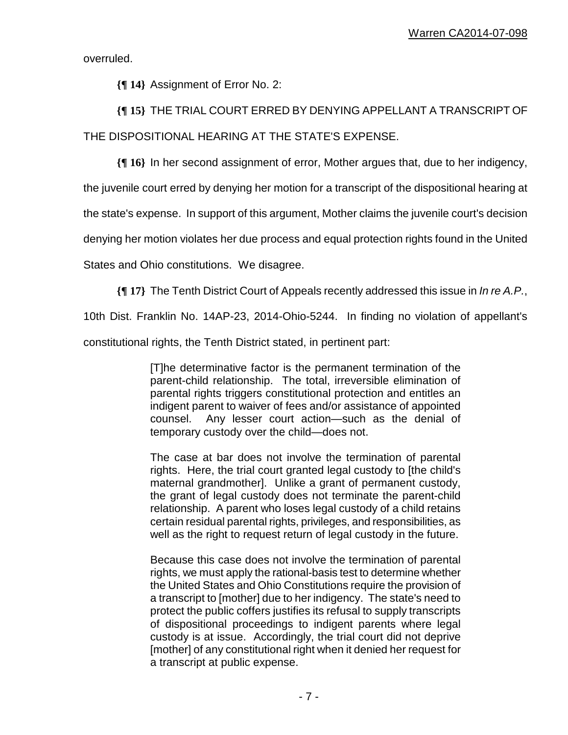overruled.

**{¶ 14}** Assignment of Error No. 2:

**{¶ 15}** THE TRIAL COURT ERRED BY DENYING APPELLANT A TRANSCRIPT OF THE DISPOSITIONAL HEARING AT THE STATE'S EXPENSE.

**{¶ 16}** In her second assignment of error, Mother argues that, due to her indigency, the juvenile court erred by denying her motion for a transcript of the dispositional hearing at the state's expense. In support of this argument, Mother claims the juvenile court's decision denying her motion violates her due process and equal protection rights found in the United States and Ohio constitutions. We disagree.

**{¶ 17}** The Tenth District Court of Appeals recently addressed this issue in *In re A.P.*, 10th Dist. Franklin No. 14AP-23, 2014-Ohio-5244. In finding no violation of appellant's constitutional rights, the Tenth District stated, in pertinent part:

> [T]he determinative factor is the permanent termination of the parent-child relationship. The total, irreversible elimination of parental rights triggers constitutional protection and entitles an indigent parent to waiver of fees and/or assistance of appointed counsel. Any lesser court action—such as the denial of temporary custody over the child—does not.
>
> The case at bar does not involve the termination of parental rights. Here, the trial court granted legal custody to [the child's maternal grandmother]. Unlike a grant of permanent custody, the grant of legal custody does not terminate the parent-child relationship. A parent who loses legal custody of a child retains certain residual parental rights, privileges, and responsibilities, as well as the right to request return of legal custody in the future.
>
> Because this case does not involve the termination of parental rights, we must apply the rational-basis test to determine whether the United States and Ohio Constitutions require the provision of a transcript to [mother] due to her indigency. The state's need to protect the public coffers justifies its refusal to supply transcripts of dispositional proceedings to indigent parents where legal custody is at issue. Accordingly, the trial court did not deprive [mother] of any constitutional right when it denied her request for a transcript at public expense.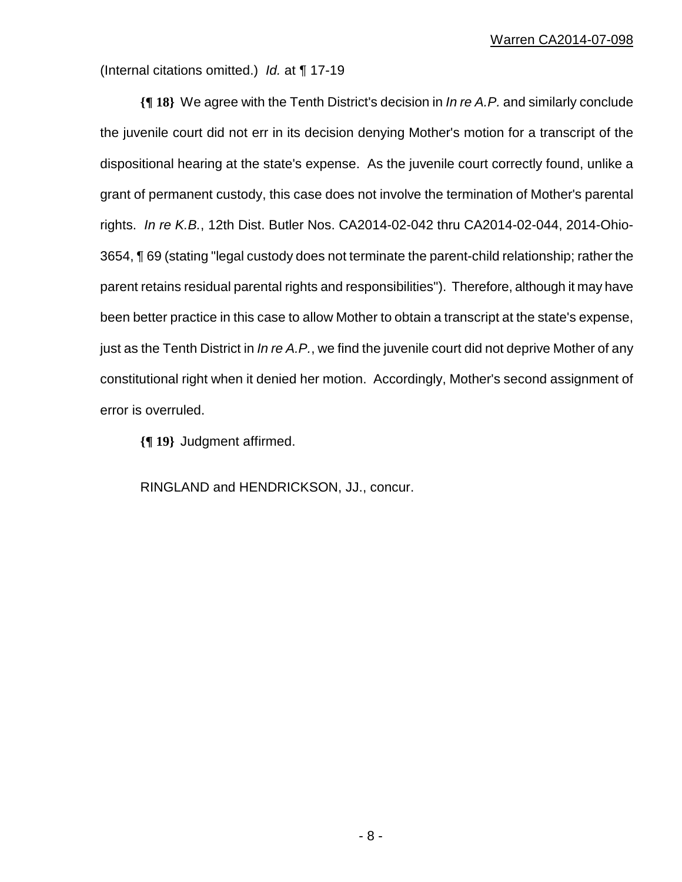(Internal citations omitted.) *Id.* at ¶ 17-19

**{¶ 18}** We agree with the Tenth District's decision in *In re A.P.* and similarly conclude the juvenile court did not err in its decision denying Mother's motion for a transcript of the dispositional hearing at the state's expense. As the juvenile court correctly found, unlike a grant of permanent custody, this case does not involve the termination of Mother's parental rights. *In re K.B.*, 12th Dist. Butler Nos. CA2014-02-042 thru CA2014-02-044, 2014-Ohio-3654, ¶ 69 (stating "legal custody does not terminate the parent-child relationship; rather the parent retains residual parental rights and responsibilities"). Therefore, although it may have been better practice in this case to allow Mother to obtain a transcript at the state's expense, just as the Tenth District in *In re A.P.*, we find the juvenile court did not deprive Mother of any constitutional right when it denied her motion. Accordingly, Mother's second assignment of error is overruled.

**{¶ 19}** Judgment affirmed.

RINGLAND and HENDRICKSON, JJ., concur.